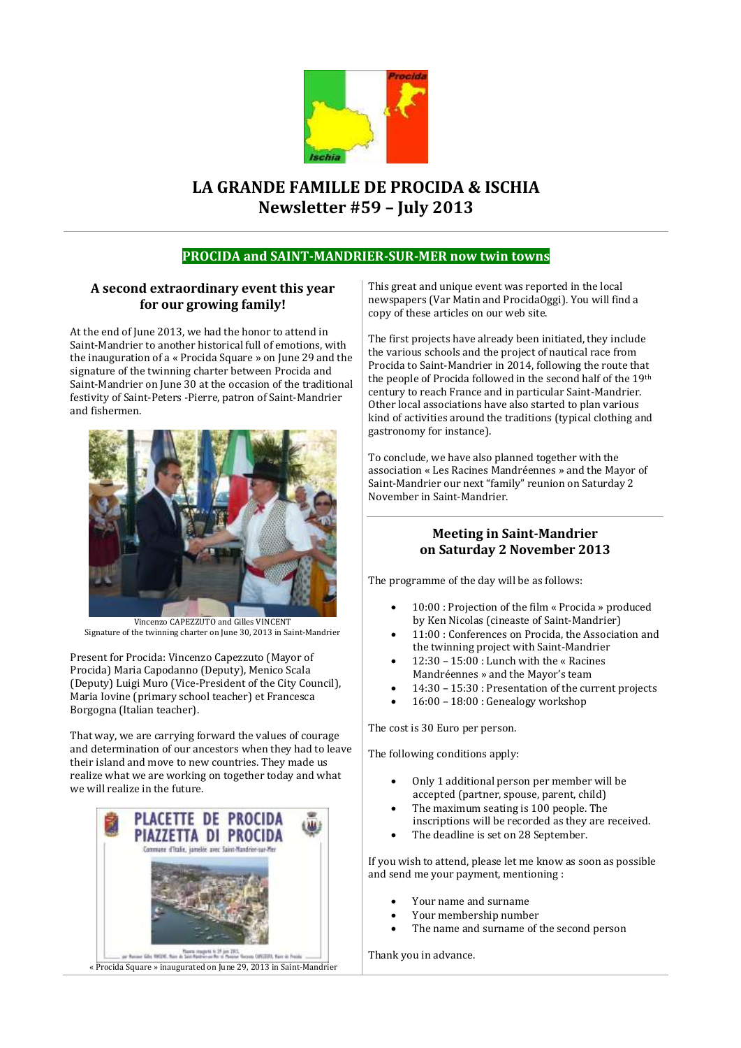# LA GRANDE FAMILLE DE PROCIDA & ISCHIA
# Newsletter #59 – July 2013

## PROCIDA and SAINT-MANDRIER-SUR-MER now twin towns

### A second extraordinary event this year for our growing family!

At the end of June 2013, we had the honor to attend in Saint-Mandrier to another historical full of emotions, with the inauguration of a « Procida Square » on June 29 and the signature of the twinning charter between Procida and Saint-Mandrier on June 30 at the occasion of the traditional festivity of Saint-Peters -Pierre, patron of Saint-Mandrier and fishermen.

Vincenzo CAPEZZUTO and Gilles VINCENT
Signature of the twinning charter on June 30, 2013 in Saint-Mandrier

Present for Procida: Vincenzo Capezzuto (Mayor of Procida) Maria Capodanno (Deputy), Menico Scala (Deputy) Luigi Muro (Vice-President of the City Council), Maria Iovine (primary school teacher) et Francesca Borgogna (Italian teacher).

That way, we are carrying forward the values of courage and determination of our ancestors when they had to leave their island and move to new countries. They made us realize what we are working on together today and what we will realize in the future.

« Procida Square » inaugurated on June 29, 2013 in Saint-Mandrier

This great and unique event was reported in the local newspapers (Var Matin and ProcidaOggi). You will find a copy of these articles on our web site.

The first projects have already been initiated, they include the various schools and the project of nautical race from Procida to Saint-Mandrier in 2014, following the route that the people of Procida followed in the second half of the 19th century to reach France and in particular Saint-Mandrier. Other local associations have also started to plan various kind of activities around the traditions (typical clothing and gastronomy for instance).

To conclude, we have also planned together with the association « Les Racines Mandréennes » and the Mayor of Saint-Mandrier our next "family" reunion on Saturday 2 November in Saint-Mandrier.

### Meeting in Saint-Mandrier on Saturday 2 November 2013

The programme of the day will be as follows:

- 10:00 : Projection of the film « Procida » produced by Ken Nicolas (cineaste of Saint-Mandrier)
- 11:00 : Conferences on Procida, the Association and the twinning project with Saint-Mandrier
- 12:30 – 15:00 : Lunch with the « Racines Mandréennes » and the Mayor's team
- 14:30 – 15:30 : Presentation of the current projects
- 16:00 – 18:00 : Genealogy workshop

The cost is 30 Euro per person.

The following conditions apply:

- Only 1 additional person per member will be accepted (partner, spouse, parent, child)
- The maximum seating is 100 people. The inscriptions will be recorded as they are received.
- The deadline is set on 28 September.

If you wish to attend, please let me know as soon as possible and send me your payment, mentioning :

- Your name and surname
- Your membership number
- The name and surname of the second person

Thank you in advance.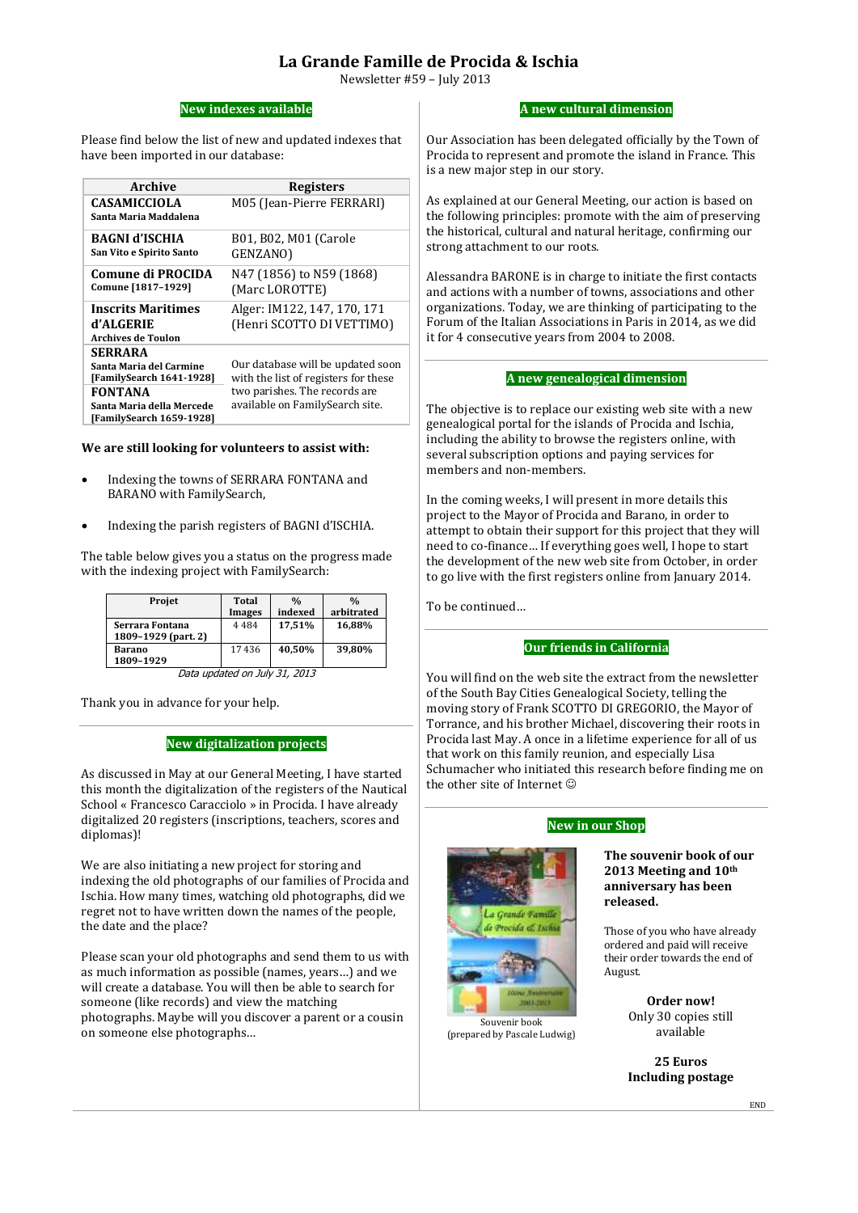# La Grande Famille de Procida & Ischia

Newsletter #59 – July 2013

## New indexes available

Please find below the list of new and updated indexes that have been imported in our database:

| Archive | Registers |
|---|---|
| **CASAMICCIOLA** **Santa Maria Maddalena** | M05 (Jean-Pierre FERRARI) |
| **BAGNI d'ISCHIA** **San Vito e Spirito Santo** | B01, B02, M01 (Carole GENZANO) |
| **Comune di PROCIDA** **Comune [1817–1929]** | N47 (1856) to N59 (1868) (Marc LOROTTE) |
| **Inscrits Maritimes d'ALGERIE** **Archives de Toulon** | Alger: IM122, 147, 170, 171 (Henri SCOTTO DI VETTIMO) |
| **SERRARA** **Santa Maria del Carmine [FamilySearch 1641-1928]** | Our database will be updated soon with the list of registers for these two parishes. The records are available on FamilySearch site. |
| **FONTANA** **Santa Maria della Mercede [FamilySearch 1659-1928]** | |

**We are still looking for volunteers to assist with:**

- Indexing the towns of SERRARA FONTANA and BARANO with FamilySearch,
- Indexing the parish registers of BAGNI d'ISCHIA.

The table below gives you a status on the progress made with the indexing project with FamilySearch:

| Projet | Total Images | % indexed | % arbitrated |
|---|---|---|---|
| **Serrara Fontana 1809–1929 (part. 2)** | 4 484 | **17,51%** | **16,88%** |
| **Barano 1809–1929** | 17 436 | **40,50%** | **39,80%** |

*Data updated on July 31, 2013*

Thank you in advance for your help.

## New digitalization projects

As discussed in May at our General Meeting, I have started this month the digitalization of the registers of the Nautical School « Francesco Caracciolo » in Procida. I have already digitalized 20 registers (inscriptions, teachers, scores and diplomas)!

We are also initiating a new project for storing and indexing the old photographs of our families of Procida and Ischia. How many times, watching old photographs, did we regret not to have written down the names of the people, the date and the place?

Please scan your old photographs and send them to us with as much information as possible (names, years…) and we will create a database. You will then be able to search for someone (like records) and view the matching photographs. Maybe will you discover a parent or a cousin on someone else photographs…

## A new cultural dimension

Our Association has been delegated officially by the Town of Procida to represent and promote the island in France. This is a new major step in our story.

As explained at our General Meeting, our action is based on the following principles: promote with the aim of preserving the historical, cultural and natural heritage, confirming our strong attachment to our roots.

Alessandra BARONE is in charge to initiate the first contacts and actions with a number of towns, associations and other organizations. Today, we are thinking of participating to the Forum of the Italian Associations in Paris in 2014, as we did it for 4 consecutive years from 2004 to 2008.

## A new genealogical dimension

The objective is to replace our existing web site with a new genealogical portal for the islands of Procida and Ischia, including the ability to browse the registers online, with several subscription options and paying services for members and non-members.

In the coming weeks, I will present in more details this project to the Mayor of Procida and Barano, in order to attempt to obtain their support for this project that they will need to co-finance… If everything goes well, I hope to start the development of the new web site from October, in order to go live with the first registers online from January 2014.

To be continued…

## Our friends in California

You will find on the web site the extract from the newsletter of the South Bay Cities Genealogical Society, telling the moving story of Frank SCOTTO DI GREGORIO, the Mayor of Torrance, and his brother Michael, discovering their roots in Procida last May. A once in a lifetime experience for all of us that work on this family reunion, and especially Lisa Schumacher who initiated this research before finding me on the other site of Internet ☺

## New in our Shop

Souvenir book
(prepared by Pascale Ludwig)

**The souvenir book of our 2013 Meeting and 10th anniversary has been released.**

Those of you who have already ordered and paid will receive their order towards the end of August.

**Order now!**
Only 30 copies still available

**25 Euros**
**Including postage**

END